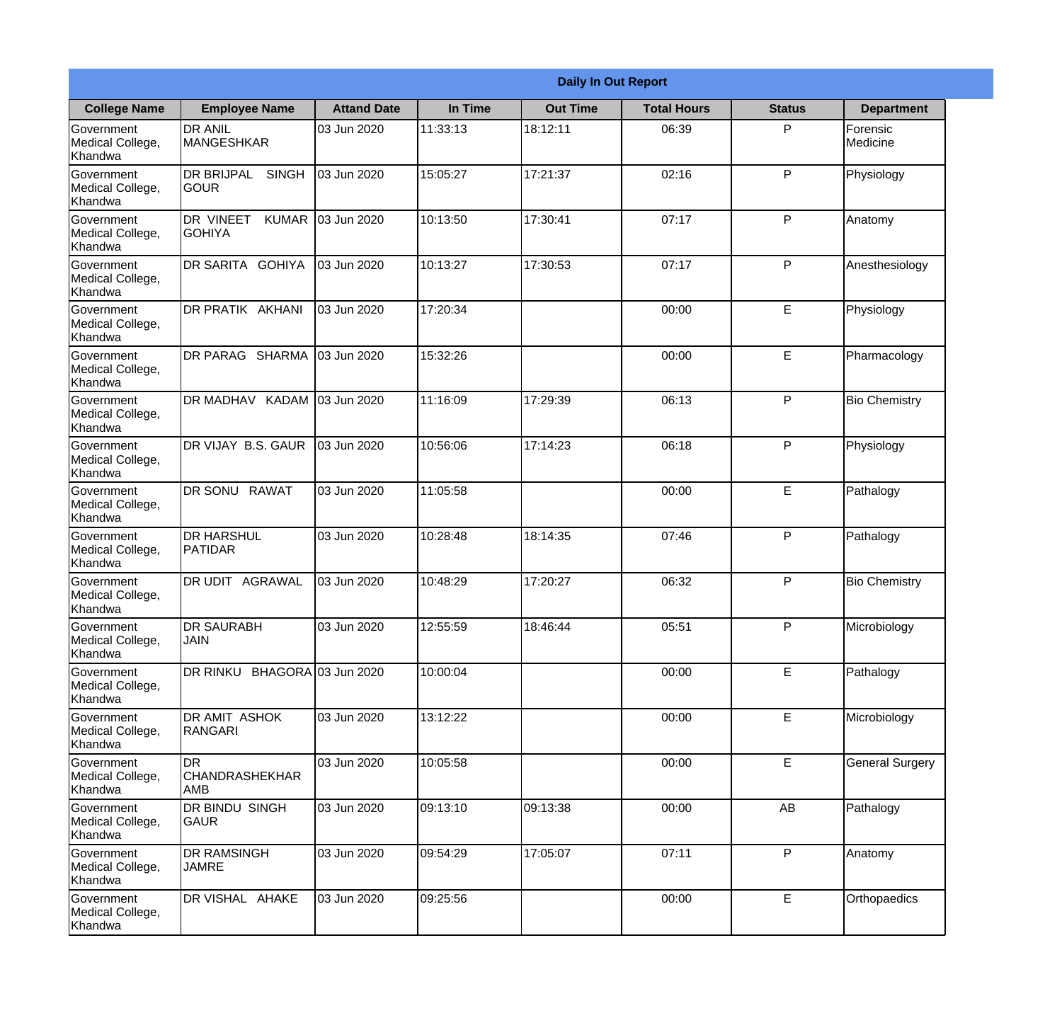**Daily In Out Report**

| College Name | Employee Name | Attand Date | In Time | Out Time | Total Hours | Status | Department |
|---|---|---|---|---|---|---|---|
| Government Medical College, Khandwa | DR ANIL MANGESHKAR | 03 Jun 2020 | 11:33:13 | 18:12:11 | 06:39 | P | Forensic Medicine |
| Government Medical College, Khandwa | DR BRIJPAL SINGH GOUR | 03 Jun 2020 | 15:05:27 | 17:21:37 | 02:16 | P | Physiology |
| Government Medical College, Khandwa | DR VINEET KUMAR GOHIYA | 03 Jun 2020 | 10:13:50 | 17:30:41 | 07:17 | P | Anatomy |
| Government Medical College, Khandwa | DR SARITA GOHIYA | 03 Jun 2020 | 10:13:27 | 17:30:53 | 07:17 | P | Anesthesiology |
| Government Medical College, Khandwa | DR PRATIK AKHANI | 03 Jun 2020 | 17:20:34 | | 00:00 | E | Physiology |
| Government Medical College, Khandwa | DR PARAG SHARMA | 03 Jun 2020 | 15:32:26 | | 00:00 | E | Pharmacology |
| Government Medical College, Khandwa | DR MADHAV KADAM | 03 Jun 2020 | 11:16:09 | 17:29:39 | 06:13 | P | Bio Chemistry |
| Government Medical College, Khandwa | DR VIJAY B.S. GAUR | 03 Jun 2020 | 10:56:06 | 17:14:23 | 06:18 | P | Physiology |
| Government Medical College, Khandwa | DR SONU RAWAT | 03 Jun 2020 | 11:05:58 | | 00:00 | E | Pathalogy |
| Government Medical College, Khandwa | DR HARSHUL PATIDAR | 03 Jun 2020 | 10:28:48 | 18:14:35 | 07:46 | P | Pathalogy |
| Government Medical College, Khandwa | DR UDIT AGRAWAL | 03 Jun 2020 | 10:48:29 | 17:20:27 | 06:32 | P | Bio Chemistry |
| Government Medical College, Khandwa | DR SAURABH JAIN | 03 Jun 2020 | 12:55:59 | 18:46:44 | 05:51 | P | Microbiology |
| Government Medical College, Khandwa | DR RINKU BHAGORA | 03 Jun 2020 | 10:00:04 | | 00:00 | E | Pathalogy |
| Government Medical College, Khandwa | DR AMIT ASHOK RANGARI | 03 Jun 2020 | 13:12:22 | | 00:00 | E | Microbiology |
| Government Medical College, Khandwa | DR CHANDRASHEKHAR AMB | 03 Jun 2020 | 10:05:58 | | 00:00 | E | General Surgery |
| Government Medical College, Khandwa | DR BINDU SINGH GAUR | 03 Jun 2020 | 09:13:10 | 09:13:38 | 00:00 | AB | Pathalogy |
| Government Medical College, Khandwa | DR RAMSINGH JAMRE | 03 Jun 2020 | 09:54:29 | 17:05:07 | 07:11 | P | Anatomy |
| Government Medical College, Khandwa | DR VISHAL AHAKE | 03 Jun 2020 | 09:25:56 | | 00:00 | E | Orthopaedics |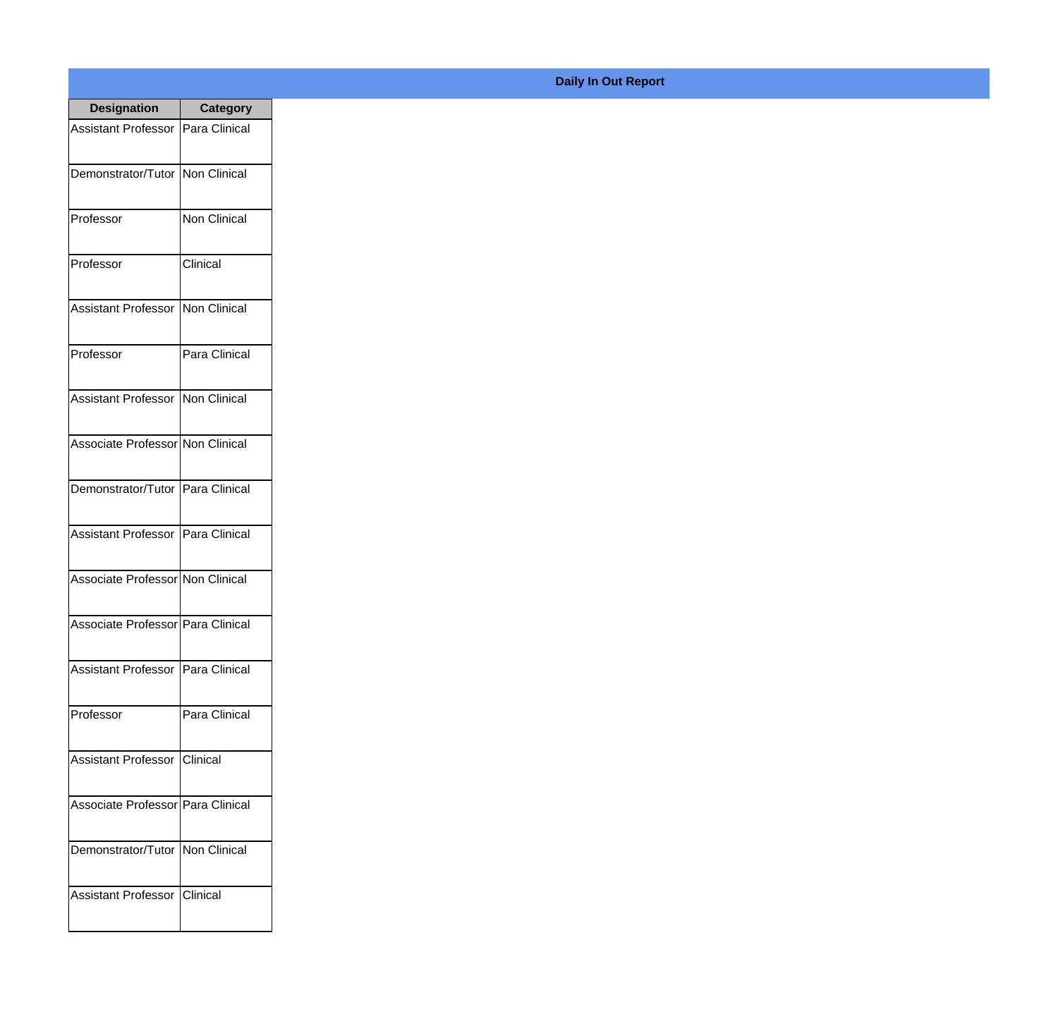**Daily In Out Report**

| Designation | Category |
| --- | --- |
| Assistant Professor | Para Clinical |
| Demonstrator/Tutor | Non Clinical |
| Professor | Non Clinical |
| Professor | Clinical |
| Assistant Professor | Non Clinical |
| Professor | Para Clinical |
| Assistant Professor | Non Clinical |
| Associate Professor | Non Clinical |
| Demonstrator/Tutor | Para Clinical |
| Assistant Professor | Para Clinical |
| Associate Professor | Non Clinical |
| Associate Professor | Para Clinical |
| Assistant Professor | Para Clinical |
| Professor | Para Clinical |
| Assistant Professor | Clinical |
| Associate Professor | Para Clinical |
| Demonstrator/Tutor | Non Clinical |
| Assistant Professor | Clinical |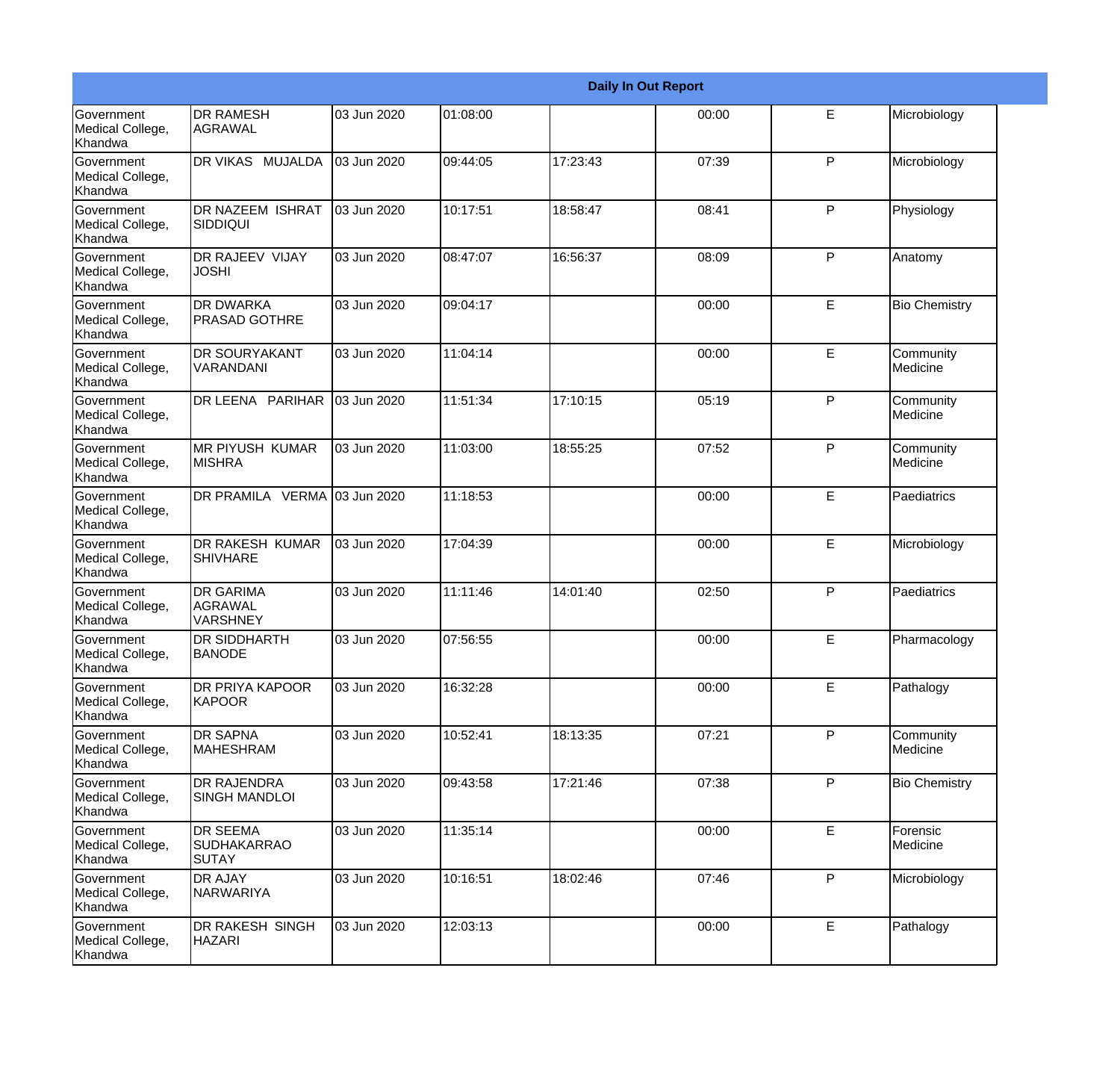| Daily In Out Report | | | | | | | |
|---|---|---|---|---|---|---|---|
| Government Medical College, Khandwa | DR RAMESH AGRAWAL | 03 Jun 2020 | 01:08:00 | | 00:00 | E | Microbiology |
| Government Medical College, Khandwa | DR VIKAS MUJALDA | 03 Jun 2020 | 09:44:05 | 17:23:43 | 07:39 | P | Microbiology |
| Government Medical College, Khandwa | DR NAZEEM ISHRAT SIDDIQUI | 03 Jun 2020 | 10:17:51 | 18:58:47 | 08:41 | P | Physiology |
| Government Medical College, Khandwa | DR RAJEEV VIJAY JOSHI | 03 Jun 2020 | 08:47:07 | 16:56:37 | 08:09 | P | Anatomy |
| Government Medical College, Khandwa | DR DWARKA PRASAD GOTHRE | 03 Jun 2020 | 09:04:17 | | 00:00 | E | Bio Chemistry |
| Government Medical College, Khandwa | DR SOURYAKANT VARANDANI | 03 Jun 2020 | 11:04:14 | | 00:00 | E | Community Medicine |
| Government Medical College, Khandwa | DR LEENA PARIHAR | 03 Jun 2020 | 11:51:34 | 17:10:15 | 05:19 | P | Community Medicine |
| Government Medical College, Khandwa | MR PIYUSH KUMAR MISHRA | 03 Jun 2020 | 11:03:00 | 18:55:25 | 07:52 | P | Community Medicine |
| Government Medical College, Khandwa | DR PRAMILA VERMA | 03 Jun 2020 | 11:18:53 | | 00:00 | E | Paediatrics |
| Government Medical College, Khandwa | DR RAKESH KUMAR SHIVHARE | 03 Jun 2020 | 17:04:39 | | 00:00 | E | Microbiology |
| Government Medical College, Khandwa | DR GARIMA AGRAWAL VARSHNEY | 03 Jun 2020 | 11:11:46 | 14:01:40 | 02:50 | P | Paediatrics |
| Government Medical College, Khandwa | DR SIDDHARTH BANODE | 03 Jun 2020 | 07:56:55 | | 00:00 | E | Pharmacology |
| Government Medical College, Khandwa | DR PRIYA KAPOOR KAPOOR | 03 Jun 2020 | 16:32:28 | | 00:00 | E | Pathalogy |
| Government Medical College, Khandwa | DR SAPNA MAHESHRAM | 03 Jun 2020 | 10:52:41 | 18:13:35 | 07:21 | P | Community Medicine |
| Government Medical College, Khandwa | DR RAJENDRA SINGH MANDLOI | 03 Jun 2020 | 09:43:58 | 17:21:46 | 07:38 | P | Bio Chemistry |
| Government Medical College, Khandwa | DR SEEMA SUDHAKARRAO SUTAY | 03 Jun 2020 | 11:35:14 | | 00:00 | E | Forensic Medicine |
| Government Medical College, Khandwa | DR AJAY NARWARIYA | 03 Jun 2020 | 10:16:51 | 18:02:46 | 07:46 | P | Microbiology |
| Government Medical College, Khandwa | DR RAKESH SINGH HAZARI | 03 Jun 2020 | 12:03:13 | | 00:00 | E | Pathalogy |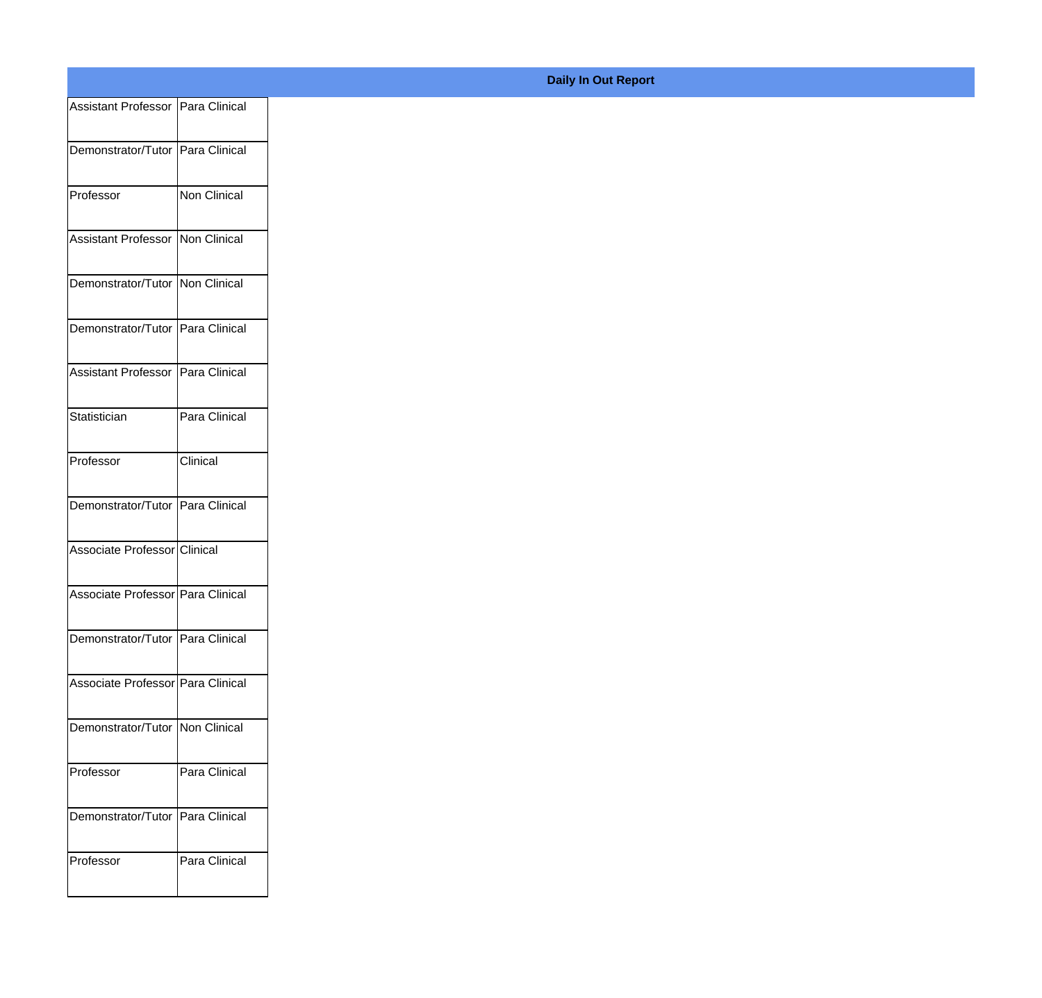**Daily In Out Report**

| | |
|---|---|
| Assistant Professor | Para Clinical |
| Demonstrator/Tutor | Para Clinical |
| Professor | Non Clinical |
| Assistant Professor | Non Clinical |
| Demonstrator/Tutor | Non Clinical |
| Demonstrator/Tutor | Para Clinical |
| Assistant Professor | Para Clinical |
| Statistician | Para Clinical |
| Professor | Clinical |
| Demonstrator/Tutor | Para Clinical |
| Associate Professor | Clinical |
| Associate Professor | Para Clinical |
| Demonstrator/Tutor | Para Clinical |
| Associate Professor | Para Clinical |
| Demonstrator/Tutor | Non Clinical |
| Professor | Para Clinical |
| Demonstrator/Tutor | Para Clinical |
| Professor | Para Clinical |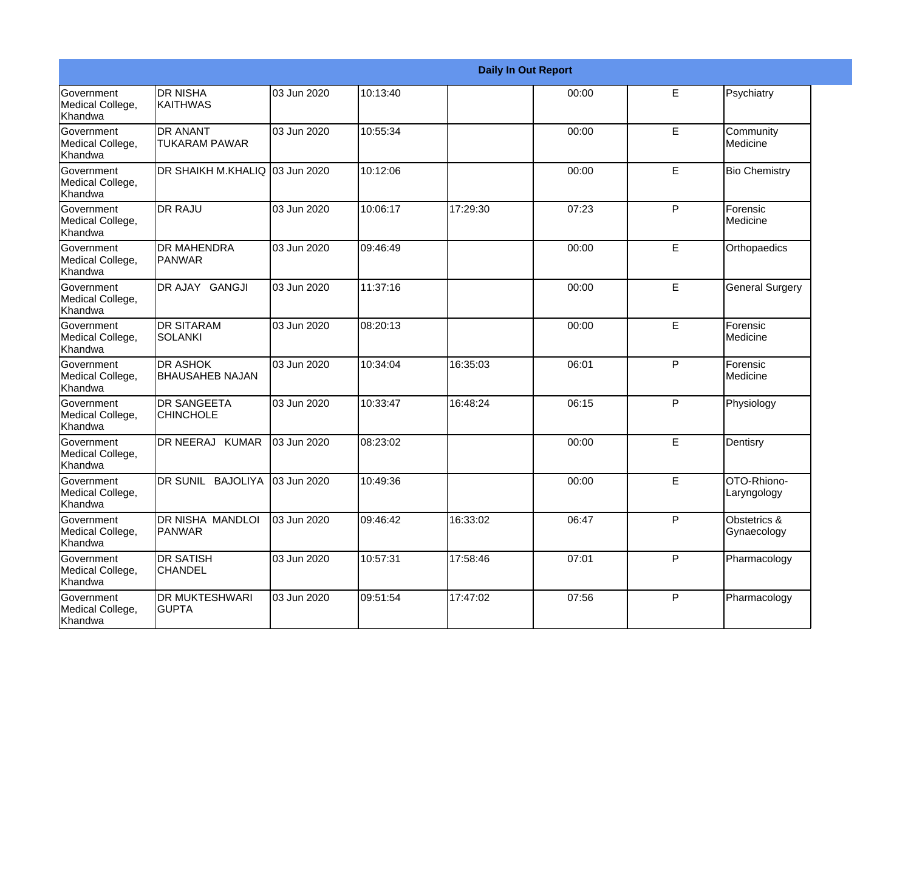| Daily In Out Report | | | | | | | |
|---|---|---|---|---|---|---|---|
| Government Medical College, Khandwa | DR NISHA KAITHWAS | 03 Jun 2020 | 10:13:40 | | 00:00 | E | Psychiatry |
| Government Medical College, Khandwa | DR ANANT TUKARAM PAWAR | 03 Jun 2020 | 10:55:34 | | 00:00 | E | Community Medicine |
| Government Medical College, Khandwa | DR SHAIKH M.KHALIQ | 03 Jun 2020 | 10:12:06 | | 00:00 | E | Bio Chemistry |
| Government Medical College, Khandwa | DR RAJU | 03 Jun 2020 | 10:06:17 | 17:29:30 | 07:23 | P | Forensic Medicine |
| Government Medical College, Khandwa | DR MAHENDRA PANWAR | 03 Jun 2020 | 09:46:49 | | 00:00 | E | Orthopaedics |
| Government Medical College, Khandwa | DR AJAY GANGJI | 03 Jun 2020 | 11:37:16 | | 00:00 | E | General Surgery |
| Government Medical College, Khandwa | DR SITARAM SOLANKI | 03 Jun 2020 | 08:20:13 | | 00:00 | E | Forensic Medicine |
| Government Medical College, Khandwa | DR ASHOK BHAUSAHEB NAJAN | 03 Jun 2020 | 10:34:04 | 16:35:03 | 06:01 | P | Forensic Medicine |
| Government Medical College, Khandwa | DR SANGEETA CHINCHOLE | 03 Jun 2020 | 10:33:47 | 16:48:24 | 06:15 | P | Physiology |
| Government Medical College, Khandwa | DR NEERAJ KUMAR | 03 Jun 2020 | 08:23:02 | | 00:00 | E | Dentisry |
| Government Medical College, Khandwa | DR SUNIL BAJOLIYA | 03 Jun 2020 | 10:49:36 | | 00:00 | E | OTO-Rhiono-Laryngology |
| Government Medical College, Khandwa | DR NISHA MANDLOI PANWAR | 03 Jun 2020 | 09:46:42 | 16:33:02 | 06:47 | P | Obstetrics & Gynaecology |
| Government Medical College, Khandwa | DR SATISH CHANDEL | 03 Jun 2020 | 10:57:31 | 17:58:46 | 07:01 | P | Pharmacology |
| Government Medical College, Khandwa | DR MUKTESHWARI GUPTA | 03 Jun 2020 | 09:51:54 | 17:47:02 | 07:56 | P | Pharmacology |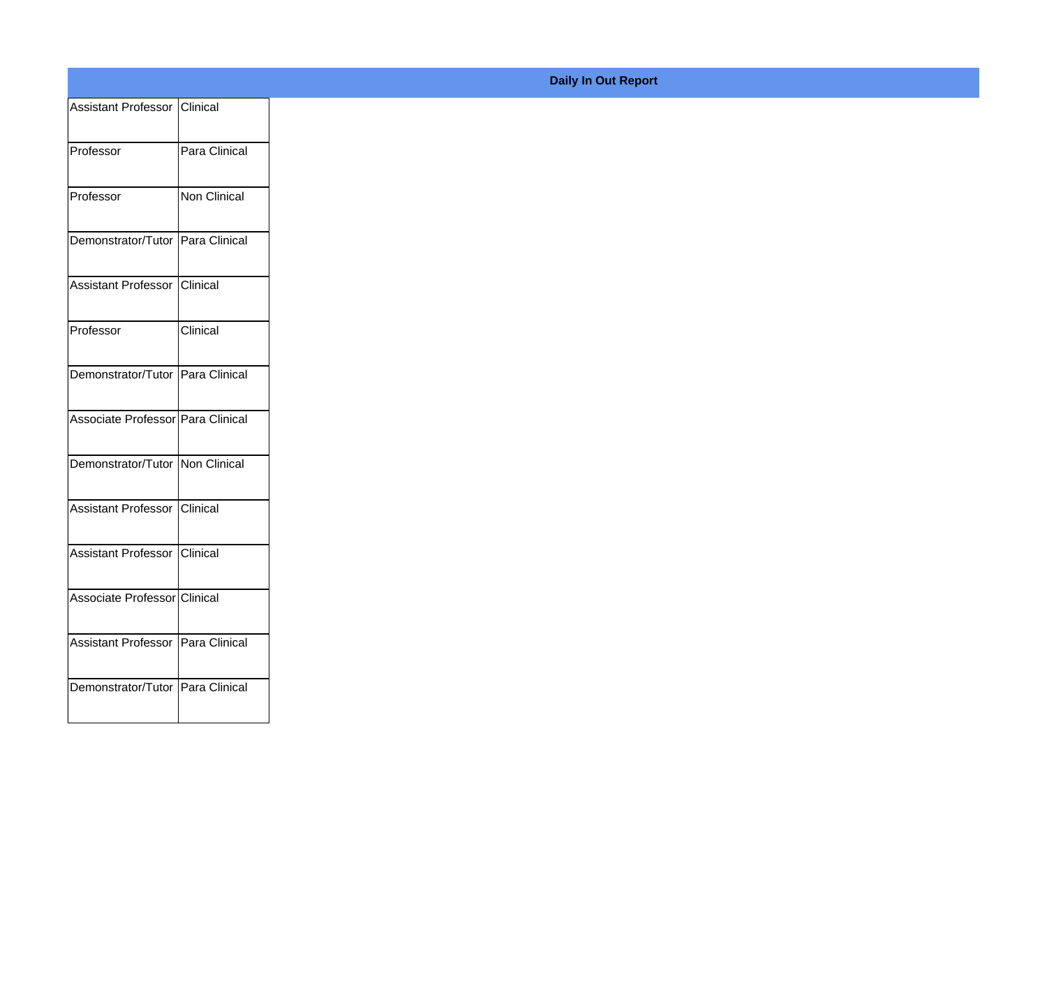**Daily In Out Report**

| | |
|---|---|
| Assistant Professor | Clinical |
| Professor | Para Clinical |
| Professor | Non Clinical |
| Demonstrator/Tutor | Para Clinical |
| Assistant Professor | Clinical |
| Professor | Clinical |
| Demonstrator/Tutor | Para Clinical |
| Associate Professor | Para Clinical |
| Demonstrator/Tutor | Non Clinical |
| Assistant Professor | Clinical |
| Assistant Professor | Clinical |
| Associate Professor | Clinical |
| Assistant Professor | Para Clinical |
| Demonstrator/Tutor | Para Clinical |